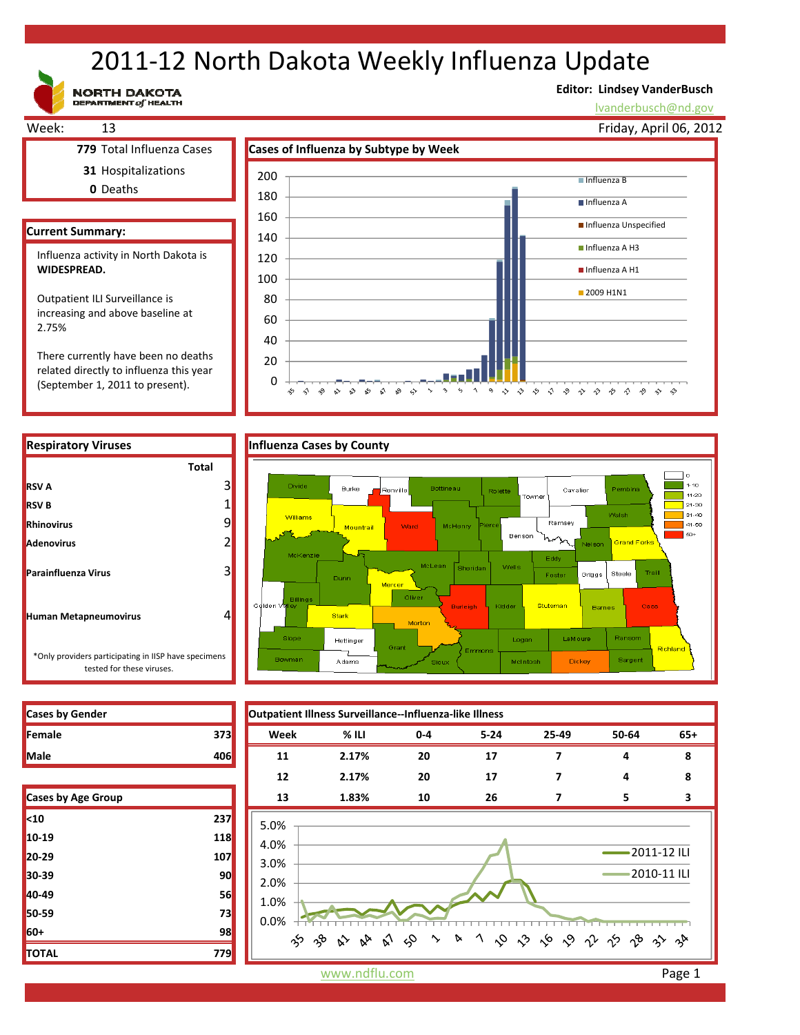# 2011-12 North Dakota Weekly Influenza Update

NORTH DAKOTA DEPARTMENT of HEALTH

**Editor: Lindsey VanderBusch**
lvanderbusch@nd.gov

Week: 13 — Friday, April 06, 2012

**779** Total Influenza Cases
**31** Hospitalizations
**0** Deaths

## Current Summary:

Influenza activity in North Dakota is **WIDESPREAD.**

Outpatient ILI Surveillance is increasing and above baseline at 2.75%

There currently have been no deaths related directly to influenza this year (September 1, 2011 to present).

## Cases of Influenza by Subtype by Week

Legend: Influenza B, Influenza A, Influenza Unspecified, Influenza A H3, Influenza A H1, 2009 H1N1

## Respiratory Viruses

| | Total |
|---|---|
| **RSV A** | 3 |
| **RSV B** | 1 |
| **Rhinovirus** | 9 |
| **Adenovirus** | 2 |
| **Parainfluenza Virus** | 3 |
| **Human Metapneumovirus** | 4 |

*Only providers participating in IISP have specimens tested for these viruses.

## Influenza Cases by County

Legend: 0; 1-10; 11-20; 21-30; 31-40; 41-50; 50+

## Cases by Gender

| | |
|---|---|
| **Female** | 373 |
| **Male** | 406 |

## Cases by Age Group

| | |
|---|---|
| **<10** | 237 |
| **10-19** | 118 |
| **20-29** | 107 |
| **30-39** | 90 |
| **40-49** | 56 |
| **50-59** | 73 |
| **60+** | 98 |
| **TOTAL** | 779 |

## Outpatient Illness Surveillance--Influenza-like Illness

| Week | % ILI | 0-4 | 5-24 | 25-49 | 50-64 | 65+ |
|---|---|---|---|---|---|---|
| 11 | 2.17% | 20 | 17 | 7 | 4 | 8 |
| 12 | 2.17% | 20 | 17 | 7 | 4 | 8 |
| 13 | 1.83% | 10 | 26 | 7 | 5 | 3 |

Legend: 2011-12 ILI; 2010-11 ILI

www.ndflu.com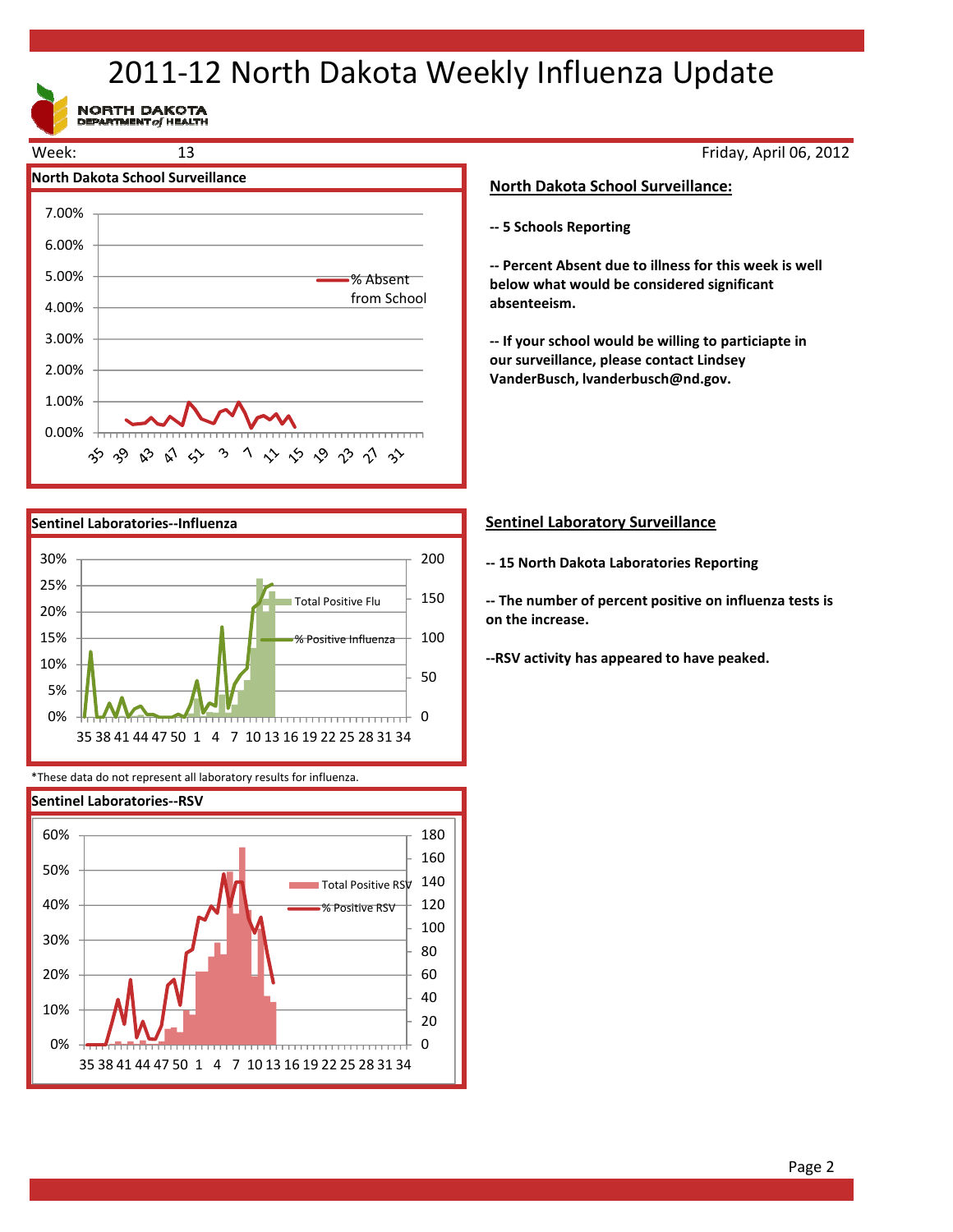# 2011-12 North Dakota Weekly Influenza Update

NORTH DAKOTA DEPARTMENT of HEALTH

Week: 13

Friday, April 06, 2012

**North Dakota School Surveillance**

## North Dakota School Surveillance:

**-- 5 Schools Reporting**

**-- Percent Absent due to illness for this week is well below what would be considered significant absenteeism.**

**-- If your school would be willing to particiapte in our surveillance, please contact Lindsey VanderBusch, lvanderbusch@nd.gov.**

**Sentinel Laboratories--Influenza**

*These data do not represent all laboratory results for influenza.

## Sentinel Laboratory Surveillance

**-- 15 North Dakota Laboratories Reporting**

**-- The number of percent positive on influenza tests is on the increase.**

**--RSV activity has appeared to have peaked.**

**Sentinel Laboratories--RSV**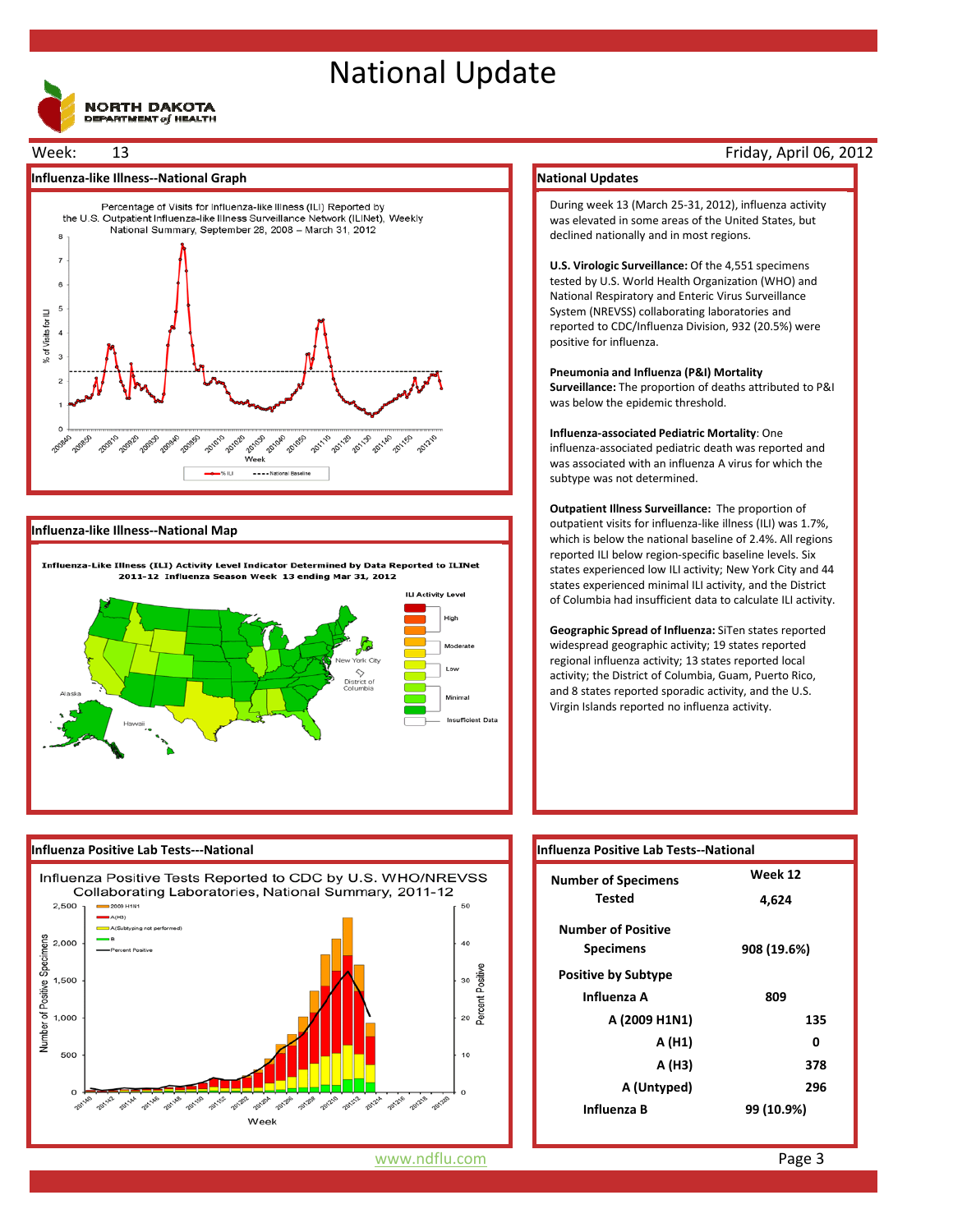# National Update

NORTH DAKOTA DEPARTMENT of HEALTH

Week: 13 Friday, April 06, 2012

## Influenza-like Illness--National Graph

Percentage of Visits for Influenza-like Illness (ILI) Reported by the U.S. Outpatient Influenza-like Illness Surveillance Network (ILINet), Weekly National Summary, September 28, 2008 – March 31, 2012

% of Visits for ILI

Week

% ILI
National Baseline

## Influenza-like Illness--National Map

Influenza-Like Illness (ILI) Activity Level Indicator Determined by Data Reported to ILINet
2011-12 Influenza Season Week 13 ending Mar 31, 2012

ILI Activity Level: High, Moderate, Low, Minimal, Insufficient Data

Alaska, Hawaii, New York City, District of Columbia

## Influenza Positive Lab Tests---National

Influenza Positive Tests Reported to CDC by U.S. WHO/NREVSS Collaborating Laboratories, National Summary, 2011-12

2009 H1N1
A(H3)
A(Subtyping not performed)
B
Percent Positive

Number of Positive Specimens

Percent Positive

Week

## National Updates

During week 13 (March 25-31, 2012), influenza activity was elevated in some areas of the United States, but declined nationally and in most regions.

**U.S. Virologic Surveillance:** Of the 4,551 specimens tested by U.S. World Health Organization (WHO) and National Respiratory and Enteric Virus Surveillance System (NREVSS) collaborating laboratories and reported to CDC/Influenza Division, 932 (20.5%) were positive for influenza.

**Pneumonia and Influenza (P&I) Mortality Surveillance:** The proportion of deaths attributed to P&I was below the epidemic threshold.

**Influenza-associated Pediatric Mortality**: One influenza-associated pediatric death was reported and was associated with an influenza A virus for which the subtype was not determined.

**Outpatient Illness Surveillance:** The proportion of outpatient visits for influenza-like illness (ILI) was 1.7%, which is below the national baseline of 2.4%. All regions reported ILI below region-specific baseline levels. Six states experienced low ILI activity; New York City and 44 states experienced minimal ILI activity, and the District of Columbia had insufficient data to calculate ILI activity.

**Geographic Spread of Influenza:** SiTen states reported widespread geographic activity; 19 states reported regional influenza activity; 13 states reported local activity; the District of Columbia, Guam, Puerto Rico, and 8 states reported sporadic activity, and the U.S. Virgin Islands reported no influenza activity.

## Influenza Positive Lab Tests--National

| | Week 12 |
|---|---|
| Number of Specimens Tested | 4,624 |
| Number of Positive Specimens | 908 (19.6%) |
| Positive by Subtype | |
| Influenza A | 809 |
| A (2009 H1N1) | 135 |
| A (H1) | 0 |
| A (H3) | 378 |
| A (Untyped) | 296 |
| Influenza B | 99 (10.9%) |

www.ndflu.com